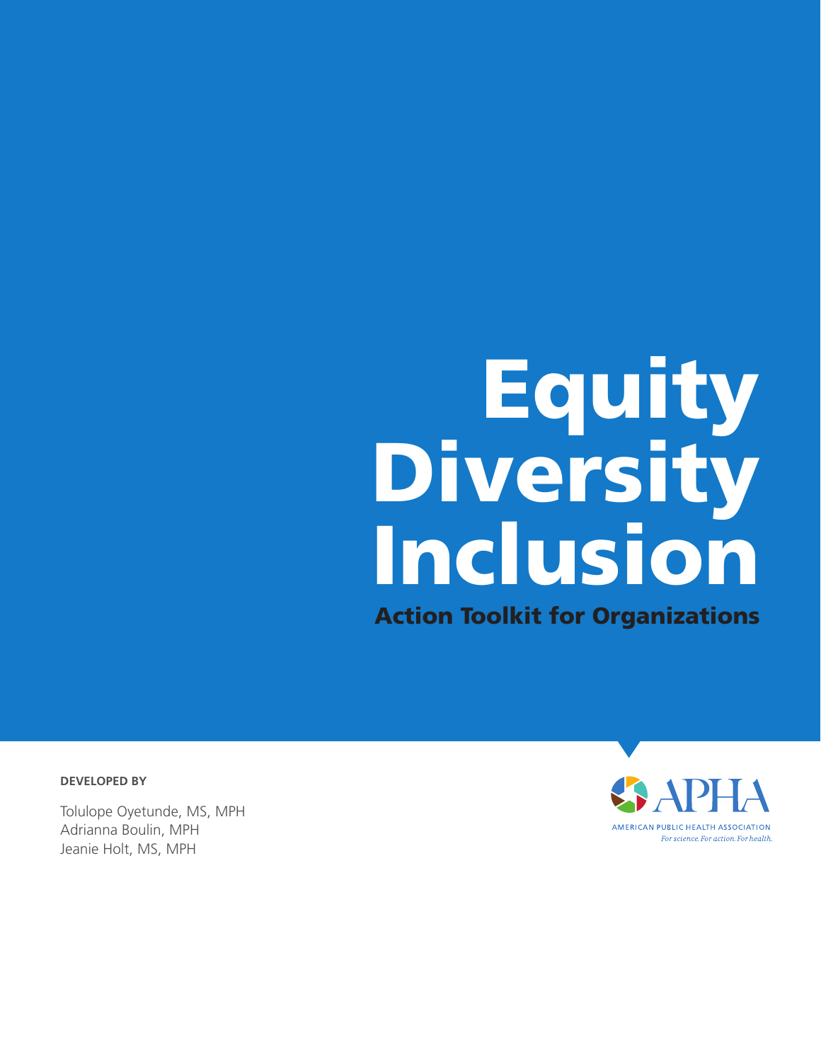# Equity Diversity Inclusion

## Action Toolkit for Organizations

**DEVELOPED BY**

Tolulope Oyetunde, MS, MPH
Adrianna Boulin, MPH
Jeanie Holt, MS, MPH

APHA
AMERICAN PUBLIC HEALTH ASSOCIATION
*For science. For action. For health.*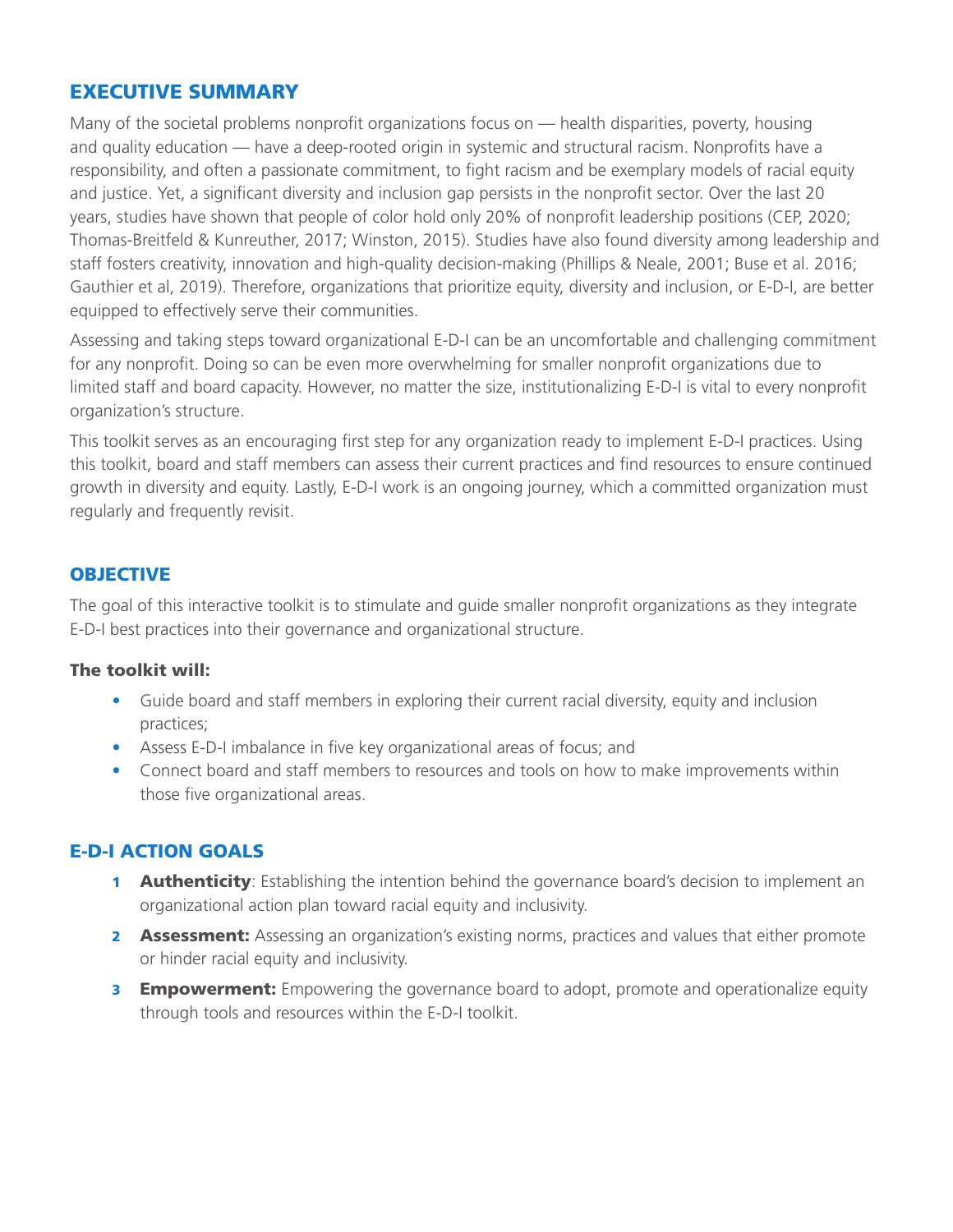## EXECUTIVE SUMMARY

Many of the societal problems nonprofit organizations focus on — health disparities, poverty, housing and quality education — have a deep-rooted origin in systemic and structural racism. Nonprofits have a responsibility, and often a passionate commitment, to fight racism and be exemplary models of racial equity and justice. Yet, a significant diversity and inclusion gap persists in the nonprofit sector. Over the last 20 years, studies have shown that people of color hold only 20% of nonprofit leadership positions (CEP, 2020; Thomas-Breitfeld & Kunreuther, 2017; Winston, 2015). Studies have also found diversity among leadership and staff fosters creativity, innovation and high-quality decision-making (Phillips & Neale, 2001; Buse et al. 2016; Gauthier et al, 2019). Therefore, organizations that prioritize equity, diversity and inclusion, or E-D-I, are better equipped to effectively serve their communities.

Assessing and taking steps toward organizational E-D-I can be an uncomfortable and challenging commitment for any nonprofit. Doing so can be even more overwhelming for smaller nonprofit organizations due to limited staff and board capacity. However, no matter the size, institutionalizing E-D-I is vital to every nonprofit organization's structure.

This toolkit serves as an encouraging first step for any organization ready to implement E-D-I practices. Using this toolkit, board and staff members can assess their current practices and find resources to ensure continued growth in diversity and equity. Lastly, E-D-I work is an ongoing journey, which a committed organization must regularly and frequently revisit.

## OBJECTIVE

The goal of this interactive toolkit is to stimulate and guide smaller nonprofit organizations as they integrate E-D-I best practices into their governance and organizational structure.

### The toolkit will:

- Guide board and staff members in exploring their current racial diversity, equity and inclusion practices;
- Assess E-D-I imbalance in five key organizational areas of focus; and
- Connect board and staff members to resources and tools on how to make improvements within those five organizational areas.

## E-D-I ACTION GOALS

1. **Authenticity**: Establishing the intention behind the governance board's decision to implement an organizational action plan toward racial equity and inclusivity.
2. **Assessment:** Assessing an organization's existing norms, practices and values that either promote or hinder racial equity and inclusivity.
3. **Empowerment:** Empowering the governance board to adopt, promote and operationalize equity through tools and resources within the E-D-I toolkit.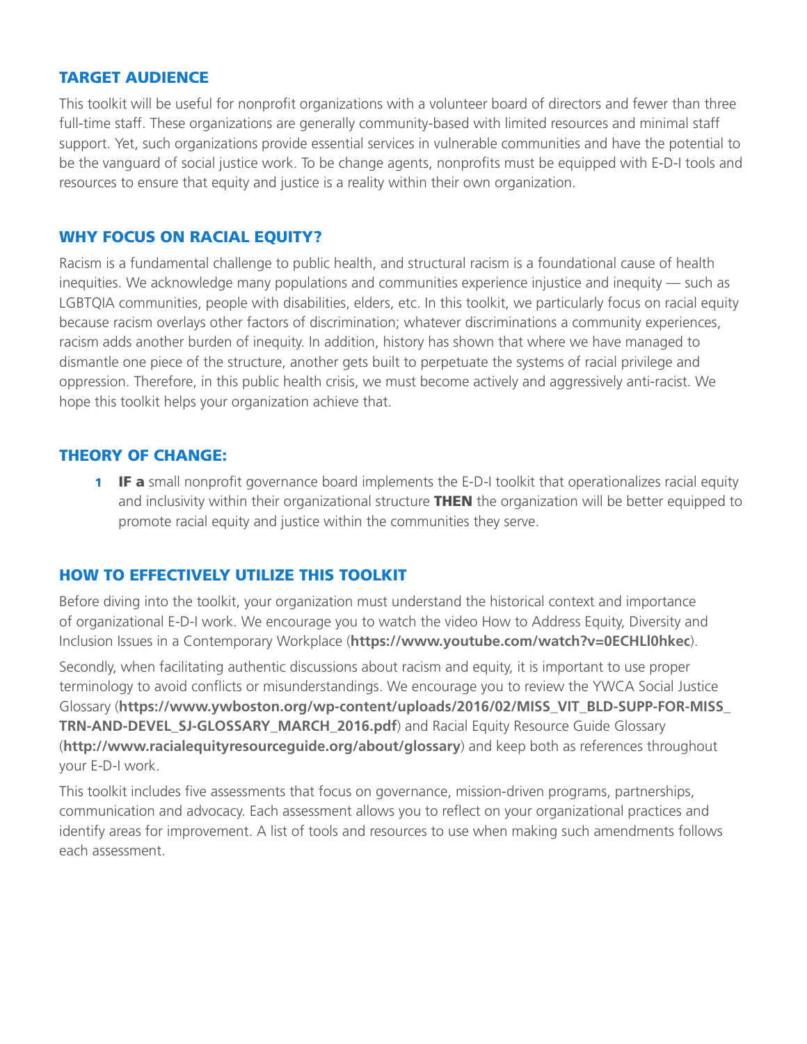## TARGET AUDIENCE

This toolkit will be useful for nonprofit organizations with a volunteer board of directors and fewer than three full-time staff. These organizations are generally community-based with limited resources and minimal staff support. Yet, such organizations provide essential services in vulnerable communities and have the potential to be the vanguard of social justice work. To be change agents, nonprofits must be equipped with E-D-I tools and resources to ensure that equity and justice is a reality within their own organization.

## WHY FOCUS ON RACIAL EQUITY?

Racism is a fundamental challenge to public health, and structural racism is a foundational cause of health inequities. We acknowledge many populations and communities experience injustice and inequity — such as LGBTQIA communities, people with disabilities, elders, etc. In this toolkit, we particularly focus on racial equity because racism overlays other factors of discrimination; whatever discriminations a community experiences, racism adds another burden of inequity. In addition, history has shown that where we have managed to dismantle one piece of the structure, another gets built to perpetuate the systems of racial privilege and oppression. Therefore, in this public health crisis, we must become actively and aggressively anti-racist. We hope this toolkit helps your organization achieve that.

## THEORY OF CHANGE:

1. **IF a** small nonprofit governance board implements the E-D-I toolkit that operationalizes racial equity and inclusivity within their organizational structure **THEN** the organization will be better equipped to promote racial equity and justice within the communities they serve.

## HOW TO EFFECTIVELY UTILIZE THIS TOOLKIT

Before diving into the toolkit, your organization must understand the historical context and importance of organizational E-D-I work. We encourage you to watch the video How to Address Equity, Diversity and Inclusion Issues in a Contemporary Workplace (**https://www.youtube.com/watch?v=0ECHLl0hkec**).

Secondly, when facilitating authentic discussions about racism and equity, it is important to use proper terminology to avoid conflicts or misunderstandings. We encourage you to review the YWCA Social Justice Glossary (**https://www.ywboston.org/wp-content/uploads/2016/02/MISS_VIT_BLD-SUPP-FOR-MISS_TRN-AND-DEVEL_SJ-GLOSSARY_MARCH_2016.pdf**) and Racial Equity Resource Guide Glossary (**http://www.racialequityresourceguide.org/about/glossary**) and keep both as references throughout your E-D-I work.

This toolkit includes five assessments that focus on governance, mission-driven programs, partnerships, communication and advocacy. Each assessment allows you to reflect on your organizational practices and identify areas for improvement. A list of tools and resources to use when making such amendments follows each assessment.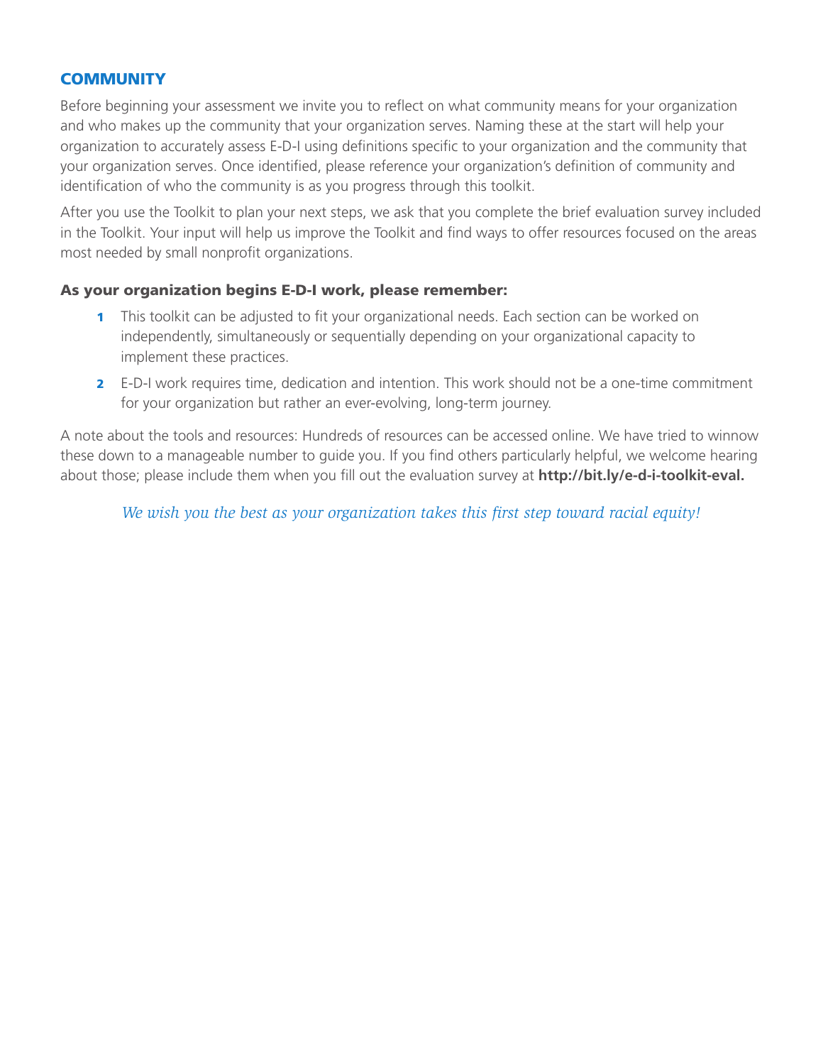## COMMUNITY

Before beginning your assessment we invite you to reflect on what community means for your organization and who makes up the community that your organization serves. Naming these at the start will help your organization to accurately assess E-D-I using definitions specific to your organization and the community that your organization serves. Once identified, please reference your organization's definition of community and identification of who the community is as you progress through this toolkit.

After you use the Toolkit to plan your next steps, we ask that you complete the brief evaluation survey included in the Toolkit. Your input will help us improve the Toolkit and find ways to offer resources focused on the areas most needed by small nonprofit organizations.

### As your organization begins E-D-I work, please remember:

1. This toolkit can be adjusted to fit your organizational needs. Each section can be worked on independently, simultaneously or sequentially depending on your organizational capacity to implement these practices.
2. E-D-I work requires time, dedication and intention. This work should not be a one-time commitment for your organization but rather an ever-evolving, long-term journey.

A note about the tools and resources: Hundreds of resources can be accessed online. We have tried to winnow these down to a manageable number to guide you. If you find others particularly helpful, we welcome hearing about those; please include them when you fill out the evaluation survey at **http://bit.ly/e-d-i-toolkit-eval.**

*We wish you the best as your organization takes this first step toward racial equity!*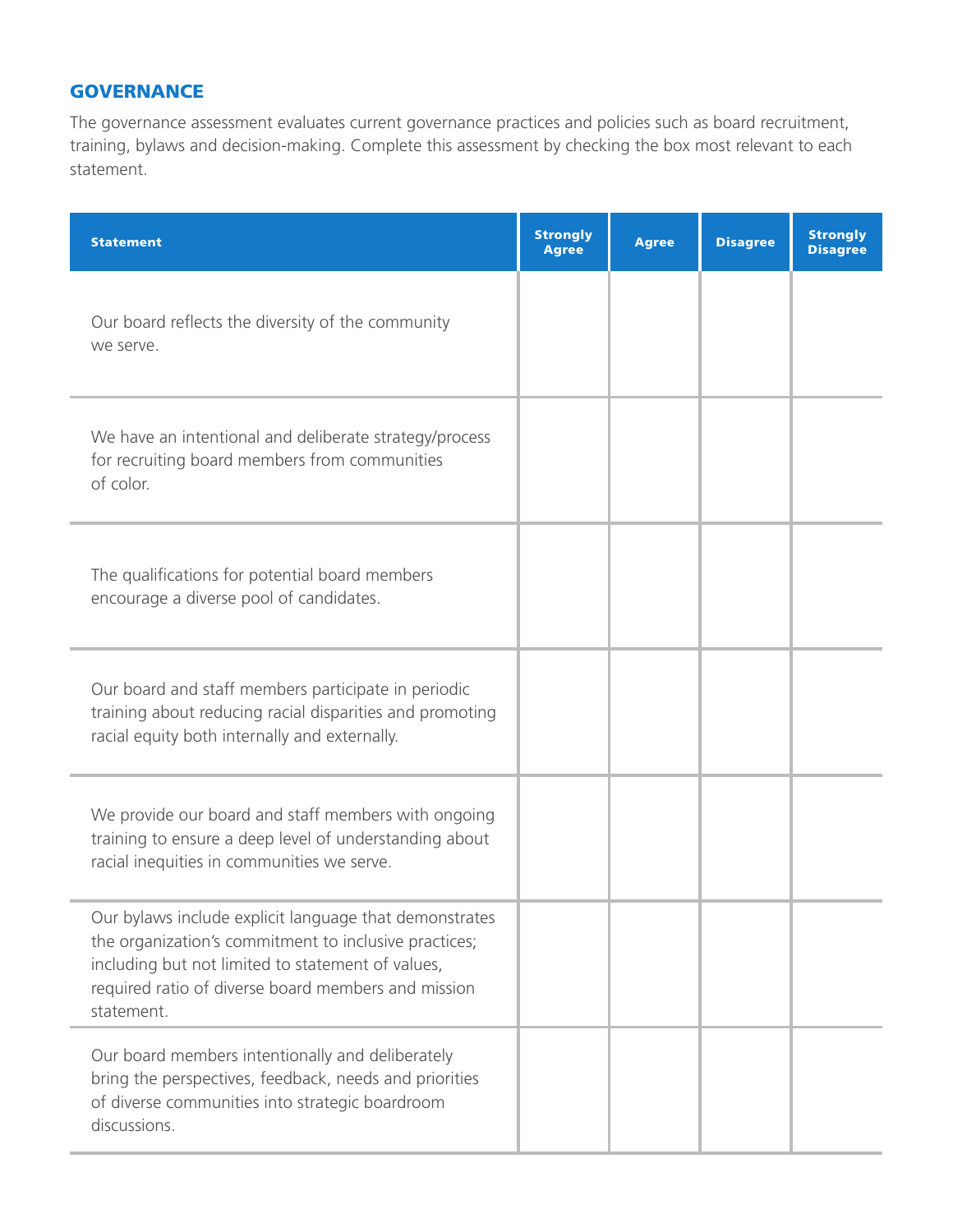## GOVERNANCE

The governance assessment evaluates current governance practices and policies such as board recruitment, training, bylaws and decision-making. Complete this assessment by checking the box most relevant to each statement.

| Statement | Strongly Agree | Agree | Disagree | Strongly Disagree |
|---|---|---|---|---|
| Our board reflects the diversity of the community we serve. | | | | |
| We have an intentional and deliberate strategy/process for recruiting board members from communities of color. | | | | |
| The qualifications for potential board members encourage a diverse pool of candidates. | | | | |
| Our board and staff members participate in periodic training about reducing racial disparities and promoting racial equity both internally and externally. | | | | |
| We provide our board and staff members with ongoing training to ensure a deep level of understanding about racial inequities in communities we serve. | | | | |
| Our bylaws include explicit language that demonstrates the organization's commitment to inclusive practices; including but not limited to statement of values, required ratio of diverse board members and mission statement. | | | | |
| Our board members intentionally and deliberately bring the perspectives, feedback, needs and priorities of diverse communities into strategic boardroom discussions. | | | | |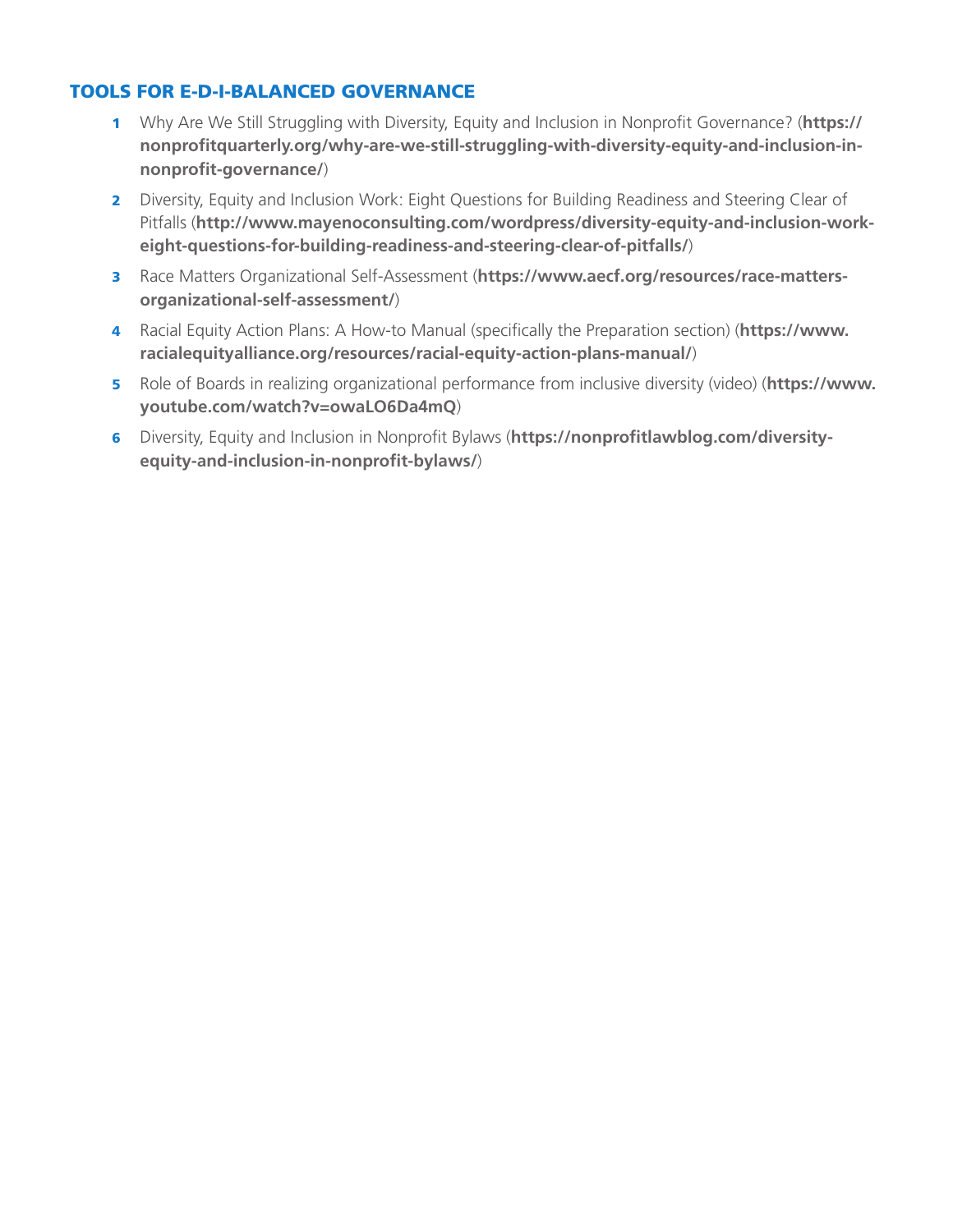## TOOLS FOR E-D-I-BALANCED GOVERNANCE

1. Why Are We Still Struggling with Diversity, Equity and Inclusion in Nonprofit Governance? (**https://nonprofitquarterly.org/why-are-we-still-struggling-with-diversity-equity-and-inclusion-in-nonprofit-governance/**)
2. Diversity, Equity and Inclusion Work: Eight Questions for Building Readiness and Steering Clear of Pitfalls (**http://www.mayenoconsulting.com/wordpress/diversity-equity-and-inclusion-work-eight-questions-for-building-readiness-and-steering-clear-of-pitfalls/**)
3. Race Matters Organizational Self-Assessment (**https://www.aecf.org/resources/race-matters-organizational-self-assessment/**)
4. Racial Equity Action Plans: A How-to Manual (specifically the Preparation section) (**https://www.racialequityalliance.org/resources/racial-equity-action-plans-manual/**)
5. Role of Boards in realizing organizational performance from inclusive diversity (video) (**https://www.youtube.com/watch?v=owaLO6Da4mQ**)
6. Diversity, Equity and Inclusion in Nonprofit Bylaws (**https://nonprofitlawblog.com/diversity-equity-and-inclusion-in-nonprofit-bylaws/**)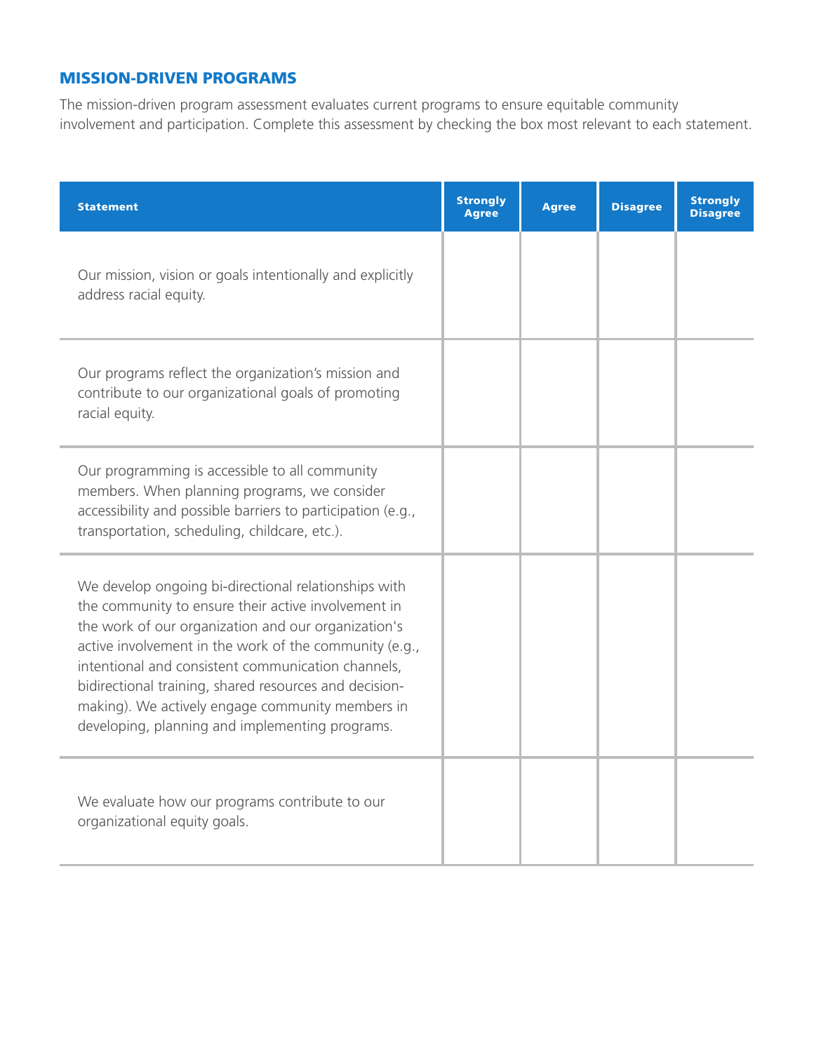## MISSION-DRIVEN PROGRAMS

The mission-driven program assessment evaluates current programs to ensure equitable community involvement and participation. Complete this assessment by checking the box most relevant to each statement.

| Statement | Strongly Agree | Agree | Disagree | Strongly Disagree |
|---|---|---|---|---|
| Our mission, vision or goals intentionally and explicitly address racial equity. | | | | |
| Our programs reflect the organization's mission and contribute to our organizational goals of promoting racial equity. | | | | |
| Our programming is accessible to all community members. When planning programs, we consider accessibility and possible barriers to participation (e.g., transportation, scheduling, childcare, etc.). | | | | |
| We develop ongoing bi-directional relationships with the community to ensure their active involvement in the work of our organization and our organization's active involvement in the work of the community (e.g., intentional and consistent communication channels, bidirectional training, shared resources and decision-making). We actively engage community members in developing, planning and implementing programs. | | | | |
| We evaluate how our programs contribute to our organizational equity goals. | | | | |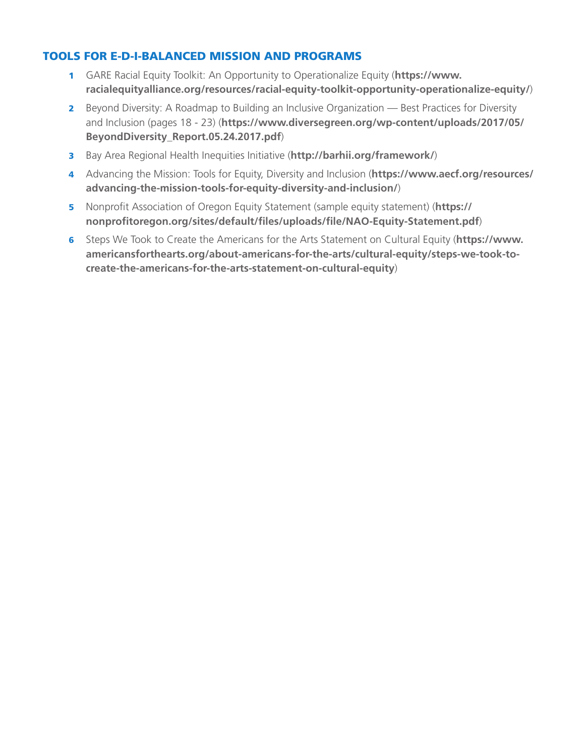## TOOLS FOR E-D-I-BALANCED MISSION AND PROGRAMS

1. GARE Racial Equity Toolkit: An Opportunity to Operationalize Equity (**https://www.racialequityalliance.org/resources/racial-equity-toolkit-opportunity-operationalize-equity/**)
2. Beyond Diversity: A Roadmap to Building an Inclusive Organization — Best Practices for Diversity and Inclusion (pages 18 - 23) (**https://www.diversegreen.org/wp-content/uploads/2017/05/BeyondDiversity_Report.05.24.2017.pdf**)
3. Bay Area Regional Health Inequities Initiative (**http://barhii.org/framework/**)
4. Advancing the Mission: Tools for Equity, Diversity and Inclusion (**https://www.aecf.org/resources/advancing-the-mission-tools-for-equity-diversity-and-inclusion/**)
5. Nonprofit Association of Oregon Equity Statement (sample equity statement) (**https://nonprofitoregon.org/sites/default/files/uploads/file/NAO-Equity-Statement.pdf**)
6. Steps We Took to Create the Americans for the Arts Statement on Cultural Equity (**https://www.americansforthearts.org/about-americans-for-the-arts/cultural-equity/steps-we-took-to-create-the-americans-for-the-arts-statement-on-cultural-equity**)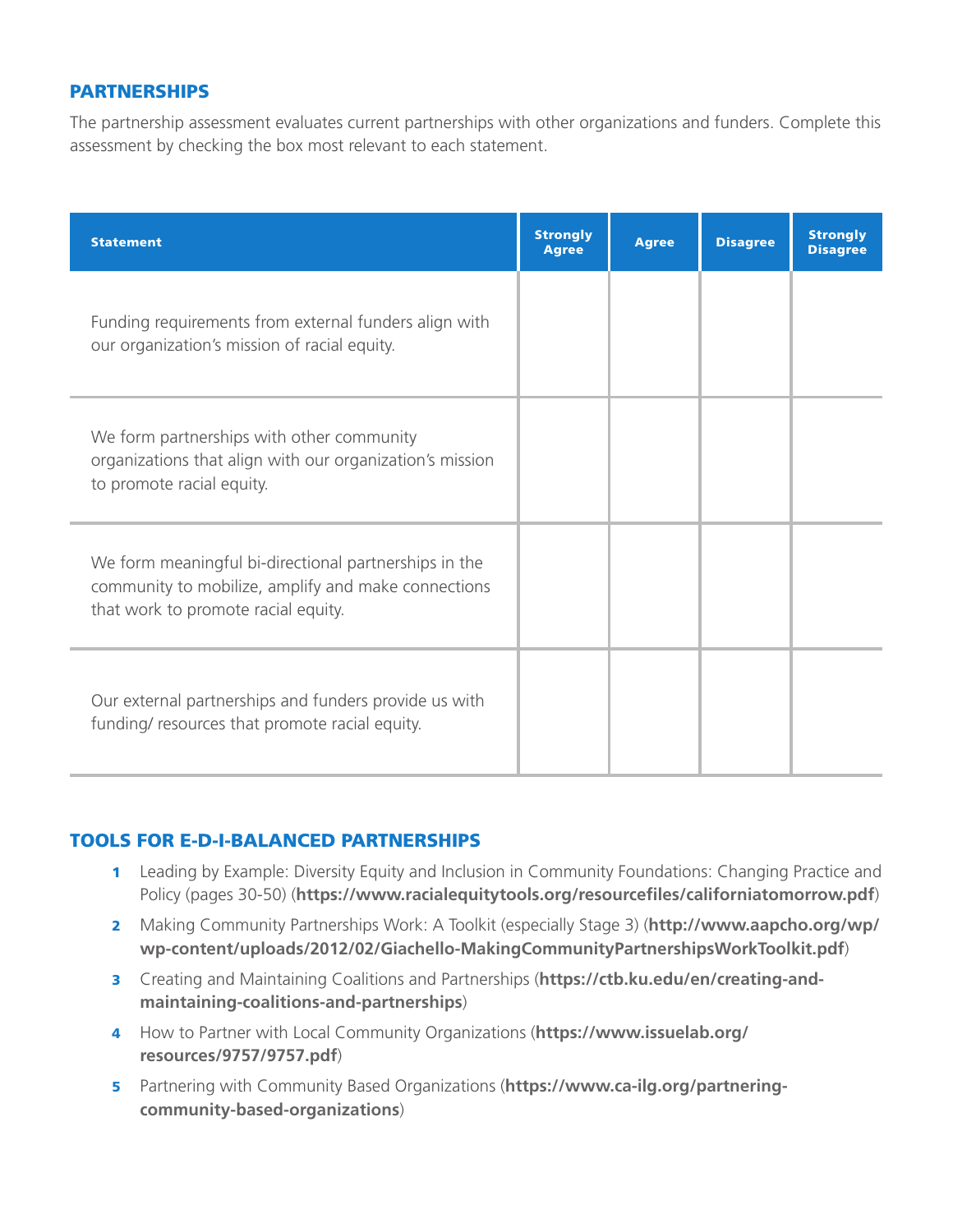## PARTNERSHIPS

The partnership assessment evaluates current partnerships with other organizations and funders. Complete this assessment by checking the box most relevant to each statement.

| Statement | Strongly Agree | Agree | Disagree | Strongly Disagree |
|---|---|---|---|---|
| Funding requirements from external funders align with our organization's mission of racial equity. | | | | |
| We form partnerships with other community organizations that align with our organization's mission to promote racial equity. | | | | |
| We form meaningful bi-directional partnerships in the community to mobilize, amplify and make connections that work to promote racial equity. | | | | |
| Our external partnerships and funders provide us with funding/ resources that promote racial equity. | | | | |

## TOOLS FOR E-D-I-BALANCED PARTNERSHIPS

1. Leading by Example: Diversity Equity and Inclusion in Community Foundations: Changing Practice and Policy (pages 30-50) (**https://www.racialequitytools.org/resourcefiles/californiatomorrow.pdf**)
2. Making Community Partnerships Work: A Toolkit (especially Stage 3) (**http://www.aapcho.org/wp/wp-content/uploads/2012/02/Giachello-MakingCommunityPartnershipsWorkToolkit.pdf**)
3. Creating and Maintaining Coalitions and Partnerships (**https://ctb.ku.edu/en/creating-and-maintaining-coalitions-and-partnerships**)
4. How to Partner with Local Community Organizations (**https://www.issuelab.org/resources/9757/9757.pdf**)
5. Partnering with Community Based Organizations (**https://www.ca-ilg.org/partnering-community-based-organizations**)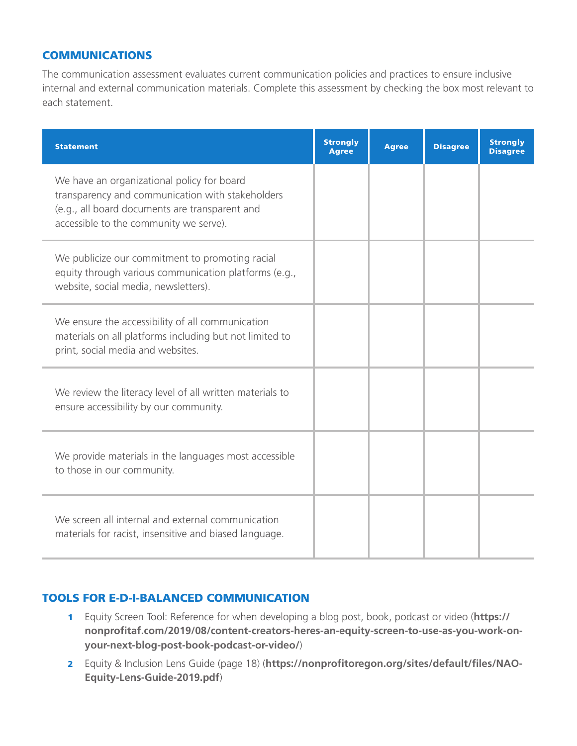## COMMUNICATIONS

The communication assessment evaluates current communication policies and practices to ensure inclusive internal and external communication materials. Complete this assessment by checking the box most relevant to each statement.

| Statement | Strongly Agree | Agree | Disagree | Strongly Disagree |
|---|---|---|---|---|
| We have an organizational policy for board transparency and communication with stakeholders (e.g., all board documents are transparent and accessible to the community we serve). | | | | |
| We publicize our commitment to promoting racial equity through various communication platforms (e.g., website, social media, newsletters). | | | | |
| We ensure the accessibility of all communication materials on all platforms including but not limited to print, social media and websites. | | | | |
| We review the literacy level of all written materials to ensure accessibility by our community. | | | | |
| We provide materials in the languages most accessible to those in our community. | | | | |
| We screen all internal and external communication materials for racist, insensitive and biased language. | | | | |

## TOOLS FOR E-D-I-BALANCED COMMUNICATION

1. Equity Screen Tool: Reference for when developing a blog post, book, podcast or video (**https://nonprofitaf.com/2019/08/content-creators-heres-an-equity-screen-to-use-as-you-work-on-your-next-blog-post-book-podcast-or-video/**)
2. Equity & Inclusion Lens Guide (page 18) (**https://nonprofitoregon.org/sites/default/files/NAO-Equity-Lens-Guide-2019.pdf**)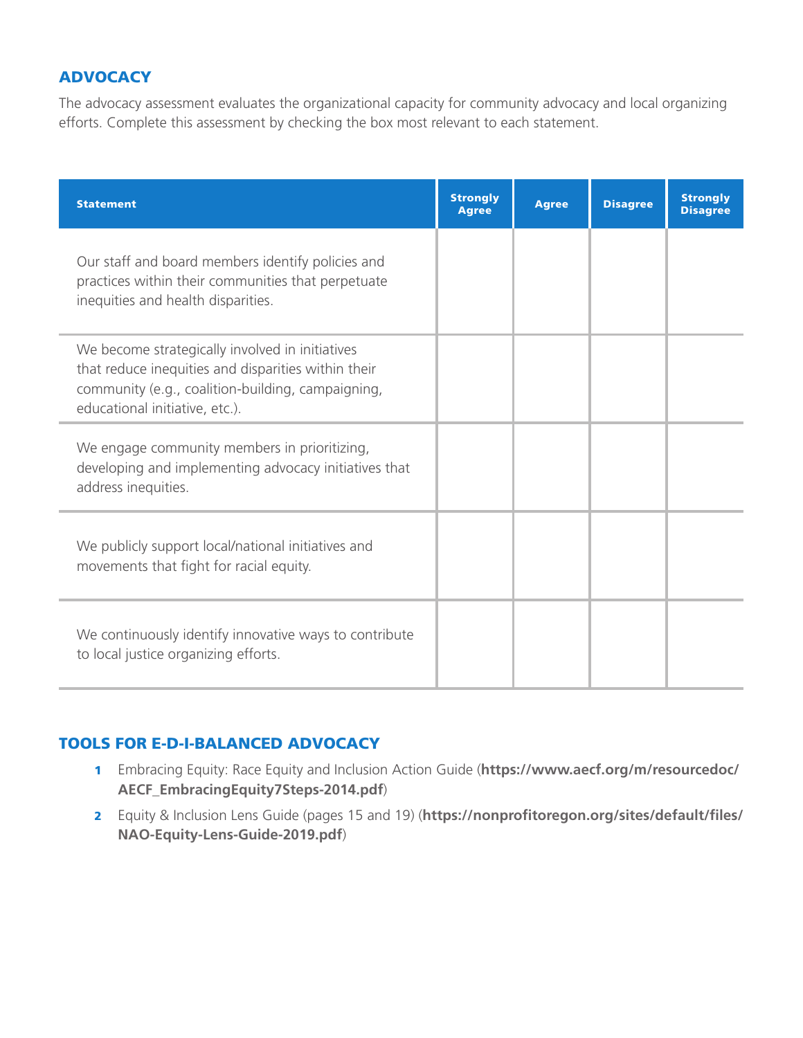## ADVOCACY

The advocacy assessment evaluates the organizational capacity for community advocacy and local organizing efforts. Complete this assessment by checking the box most relevant to each statement.

| Statement | Strongly Agree | Agree | Disagree | Strongly Disagree |
|---|---|---|---|---|
| Our staff and board members identify policies and practices within their communities that perpetuate inequities and health disparities. | | | | |
| We become strategically involved in initiatives that reduce inequities and disparities within their community (e.g., coalition-building, campaigning, educational initiative, etc.). | | | | |
| We engage community members in prioritizing, developing and implementing advocacy initiatives that address inequities. | | | | |
| We publicly support local/national initiatives and movements that fight for racial equity. | | | | |
| We continuously identify innovative ways to contribute to local justice organizing efforts. | | | | |

### TOOLS FOR E-D-I-BALANCED ADVOCACY

1. Embracing Equity: Race Equity and Inclusion Action Guide (**https://www.aecf.org/m/resourcedoc/AECF_EmbracingEquity7Steps-2014.pdf**)
2. Equity & Inclusion Lens Guide (pages 15 and 19) (**https://nonprofitoregon.org/sites/default/files/NAO-Equity-Lens-Guide-2019.pdf**)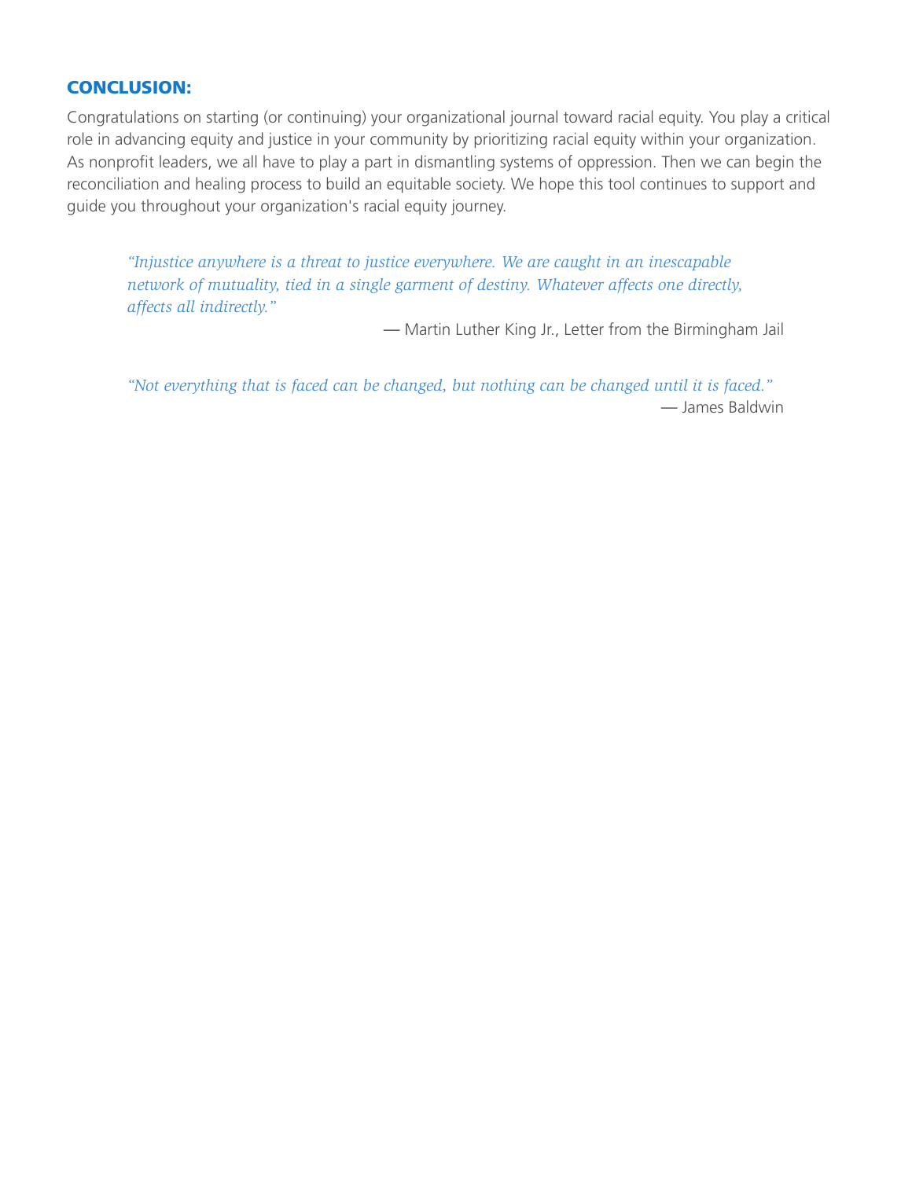## CONCLUSION:

Congratulations on starting (or continuing) your organizational journal toward racial equity. You play a critical role in advancing equity and justice in your community by prioritizing racial equity within your organization. As nonprofit leaders, we all have to play a part in dismantling systems of oppression. Then we can begin the reconciliation and healing process to build an equitable society. We hope this tool continues to support and guide you throughout your organization's racial equity journey.

> *"Injustice anywhere is a threat to justice everywhere. We are caught in an inescapable network of mutuality, tied in a single garment of destiny. Whatever affects one directly, affects all indirectly."*
>
> — Martin Luther King Jr., Letter from the Birmingham Jail

> *"Not everything that is faced can be changed, but nothing can be changed until it is faced."*
>
> — James Baldwin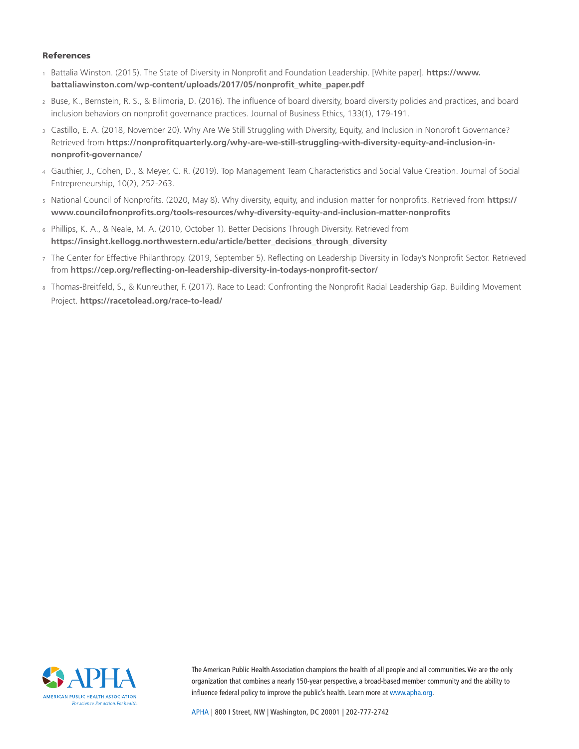### References

1. Battalia Winston. (2015). The State of Diversity in Nonprofit and Foundation Leadership. [White paper]. **https://www.battaliawinston.com/wp-content/uploads/2017/05/nonprofit_white_paper.pdf**
2. Buse, K., Bernstein, R. S., & Bilimoria, D. (2016). The influence of board diversity, board diversity policies and practices, and board inclusion behaviors on nonprofit governance practices. Journal of Business Ethics, 133(1), 179-191.
3. Castillo, E. A. (2018, November 20). Why Are We Still Struggling with Diversity, Equity, and Inclusion in Nonprofit Governance? Retrieved from **https://nonprofitquarterly.org/why-are-we-still-struggling-with-diversity-equity-and-inclusion-in-nonprofit-governance/**
4. Gauthier, J., Cohen, D., & Meyer, C. R. (2019). Top Management Team Characteristics and Social Value Creation. Journal of Social Entrepreneurship, 10(2), 252-263.
5. National Council of Nonprofits. (2020, May 8). Why diversity, equity, and inclusion matter for nonprofits. Retrieved from **https://www.councilofnonprofits.org/tools-resources/why-diversity-equity-and-inclusion-matter-nonprofits**
6. Phillips, K. A., & Neale, M. A. (2010, October 1). Better Decisions Through Diversity. Retrieved from **https://insight.kellogg.northwestern.edu/article/better_decisions_through_diversity**
7. The Center for Effective Philanthropy. (2019, September 5). Reflecting on Leadership Diversity in Today's Nonprofit Sector. Retrieved from **https://cep.org/reflecting-on-leadership-diversity-in-todays-nonprofit-sector/**
8. Thomas-Breitfeld, S., & Kunreuther, F. (2017). Race to Lead: Confronting the Nonprofit Racial Leadership Gap. Building Movement Project. **https://racetolead.org/race-to-lead/**

APHA
AMERICAN PUBLIC HEALTH ASSOCIATION
*For science. For action. For health.*

The American Public Health Association champions the health of all people and all communities. We are the only organization that combines a nearly 150-year perspective, a broad-based member community and the ability to influence federal policy to improve the public's health. Learn more at www.apha.org.

APHA | 800 I Street, NW | Washington, DC 20001 | 202-777-2742